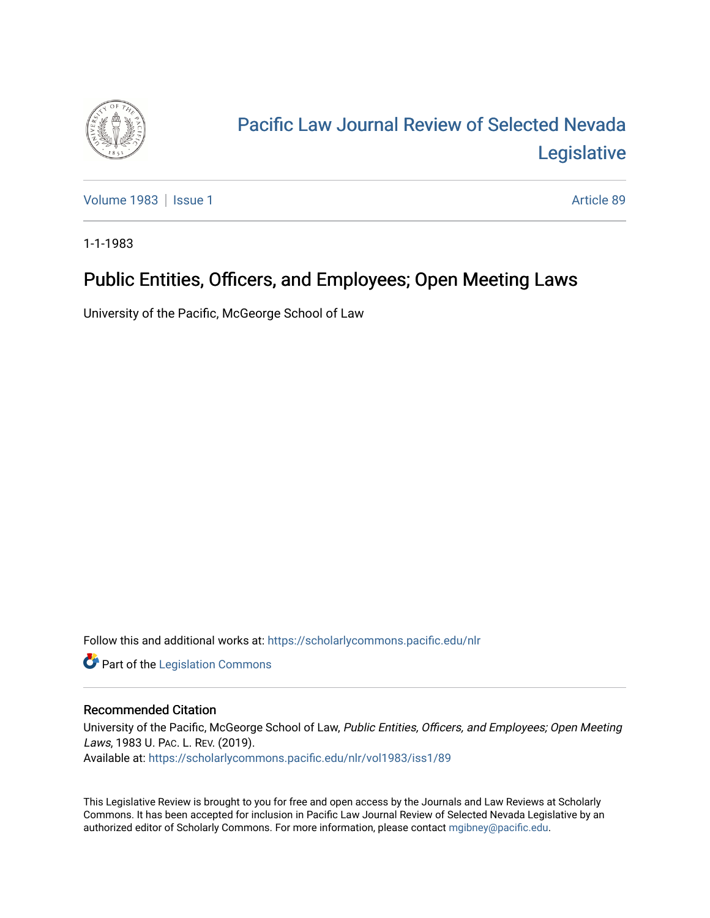# Pacific Law Journal Review of Selected Nevada Legislative

Volume 1983 | Issue 1 Article 89

1-1-1983

## Public Entities, Officers, and Employees; Open Meeting Laws

University of the Pacific, McGeorge School of Law

Follow this and additional works at: https://scholarlycommons.pacific.edu/nlr

Part of the Legislation Commons

### Recommended Citation

University of the Pacific, McGeorge School of Law, *Public Entities, Officers, and Employees; Open Meeting Laws*, 1983 U. PAC. L. REV. (2019).
Available at: https://scholarlycommons.pacific.edu/nlr/vol1983/iss1/89

This Legislative Review is brought to you for free and open access by the Journals and Law Reviews at Scholarly Commons. It has been accepted for inclusion in Pacific Law Journal Review of Selected Nevada Legislative by an authorized editor of Scholarly Commons. For more information, please contact mgibney@pacific.edu.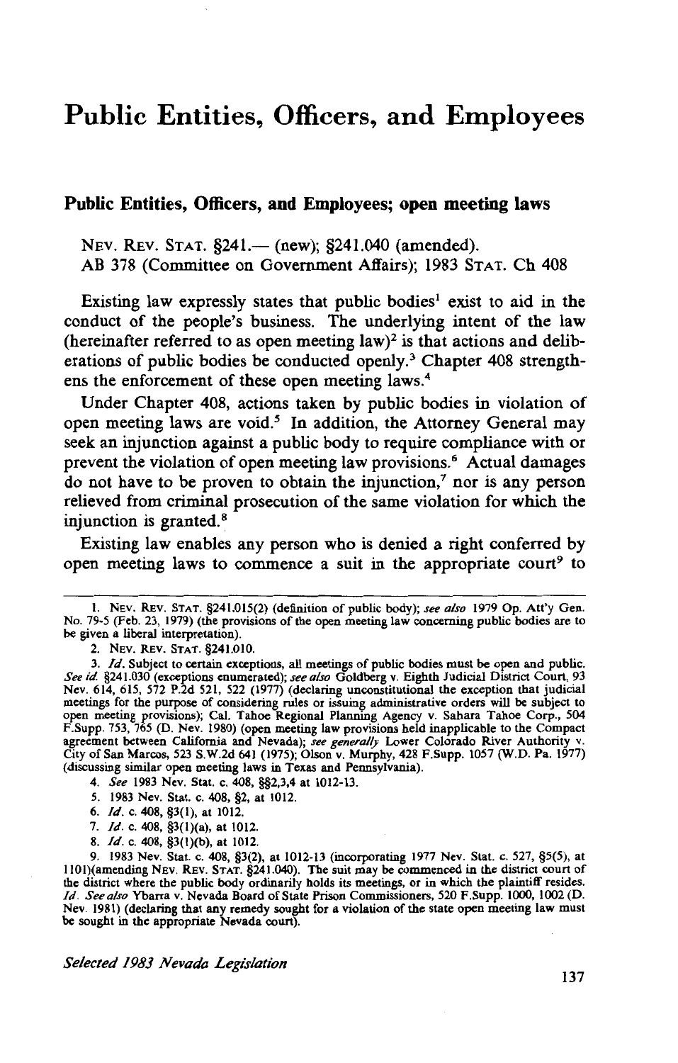# Public Entities, Officers, and Employees

## Public Entities, Officers, and Employees; open meeting laws

NEV. REV. STAT. §241.— (new); §241.040 (amended).
AB 378 (Committee on Government Affairs); 1983 STAT. Ch 408

Existing law expressly states that public bodies[1] exist to aid in the conduct of the people's business. The underlying intent of the law (hereinafter referred to as open meeting law)[2] is that actions and deliberations of public bodies be conducted openly.[3] Chapter 408 strengthens the enforcement of these open meeting laws.[4]

Under Chapter 408, actions taken by public bodies in violation of open meeting laws are void.[5] In addition, the Attorney General may seek an injunction against a public body to require compliance with or prevent the violation of open meeting law provisions.[6] Actual damages do not have to be proven to obtain the injunction,[7] nor is any person relieved from criminal prosecution of the same violation for which the injunction is granted.[8]

Existing law enables any person who is denied a right conferred by open meeting laws to commence a suit in the appropriate court[9] to

---

1. NEV. REV. STAT. §241.015(2) (definition of public body); *see also* 1979 Op. Att'y Gen. No. 79-5 (Feb. 23, 1979) (the provisions of the open meeting law concerning public bodies are to be given a liberal interpretation).

2. NEV. REV. STAT. §241.010.

3. *Id.* Subject to certain exceptions, all meetings of public bodies must be open and public. *See id.* §241.030 (exceptions enumerated); *see also* Goldberg v. Eighth Judicial District Court, 93 Nev. 614, 615, 572 P.2d 521, 522 (1977) (declaring unconstitutional the exception that judicial meetings for the purpose of considering rules or issuing administrative orders will be subject to open meeting provisions); Cal. Tahoe Regional Planning Agency v. Sahara Tahoe Corp., 504 F.Supp. 753, 765 (D. Nev. 1980) (open meeting law provisions held inapplicable to the Compact agreement between California and Nevada); *see generally* Lower Colorado River Authority v. City of San Marcos, 523 S.W.2d 641 (1975); Olson v. Murphy, 428 F.Supp. 1057 (W.D. Pa. 1977) (discussing similar open meeting laws in Texas and Pennsylvania).

4. *See* 1983 Nev. Stat. c. 408, §§2,3,4 at 1012-13.

5. 1983 Nev. Stat. c. 408, §2, at 1012.

6. *Id.* c. 408, §3(1), at 1012.

7. *Id.* c. 408, §3(1)(a), at 1012.

8. *Id.* c. 408, §3(1)(b), at 1012.

9. 1983 Nev. Stat. c. 408, §3(2), at 1012-13 (incorporating 1977 Nev. Stat. c. 527, §5(5), at 1101)(amending NEV. REV. STAT. §241.040). The suit may be commenced in the district court of the district where the public body ordinarily holds its meetings, or in which the plaintiff resides. *Id. See also* Ybarra v. Nevada Board of State Prison Commissioners, 520 F.Supp. 1000, 1002 (D. Nev. 1981) (declaring that any remedy sought for a violation of the state open meeting law must be sought in the appropriate Nevada court).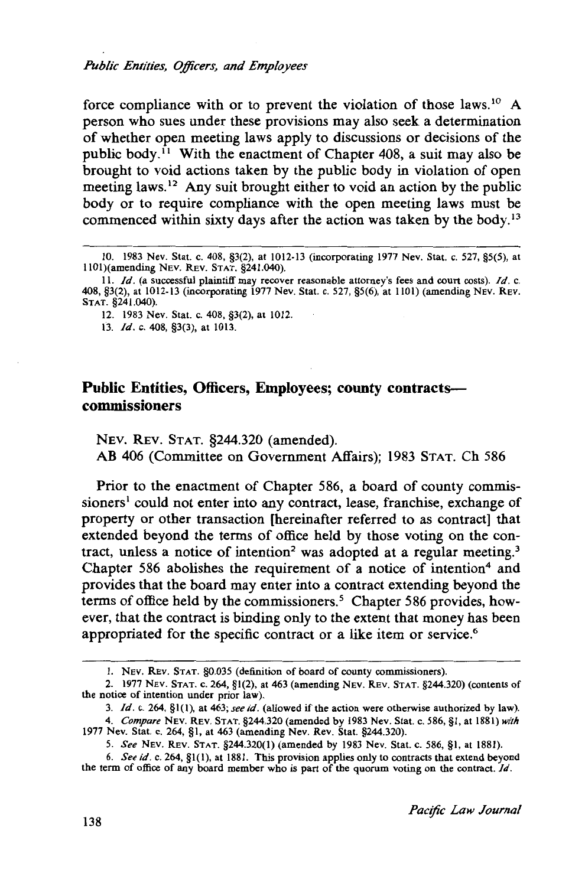force compliance with or to prevent the violation of those laws.[10] A person who sues under these provisions may also seek a determination of whether open meeting laws apply to discussions or decisions of the public body.[11] With the enactment of Chapter 408, a suit may also be brought to void actions taken by the public body in violation of open meeting laws.[12] Any suit brought either to void an action by the public body or to require compliance with the open meeting laws must be commenced within sixty days after the action was taken by the body.[13]

10. 1983 Nev. Stat. c. 408, §3(2), at 1012-13 (incorporating 1977 Nev. Stat. c. 527, §5(5), at 1101)(amending NEV. REV. STAT. §241.040).

11. *Id.* (a successful plaintiff may recover reasonable attorney's fees and court costs). *Id.* c. 408, §3(2), at 1012-13 (incorporating 1977 Nev. Stat. c. 527, §5(6), at 1101) (amending NEV. REV. STAT. §241.040).

12. 1983 Nev. Stat. c. 408, §3(2), at 1012.

13. *Id.* c. 408, §3(3), at 1013.

## Public Entities, Officers, Employees; county contracts—commissioners

NEV. REV. STAT. §244.320 (amended).
AB 406 (Committee on Government Affairs); 1983 STAT. Ch 586

Prior to the enactment of Chapter 586, a board of county commissioners[1] could not enter into any contract, lease, franchise, exchange of property or other transaction [hereinafter referred to as contract] that extended beyond the terms of office held by those voting on the contract, unless a notice of intention[2] was adopted at a regular meeting.[3] Chapter 586 abolishes the requirement of a notice of intention[4] and provides that the board may enter into a contract extending beyond the terms of office held by the commissioners.[5] Chapter 586 provides, however, that the contract is binding only to the extent that money has been appropriated for the specific contract or a like item or service.[6]

1. NEV. REV. STAT. §0.035 (definition of board of county commissioners).

2. 1977 NEV. STAT. c. 264, §1(2), at 463 (amending NEV. REV. STAT. §244.320) (contents of the notice of intention under prior law).

3. *Id.* c. 264, §1(1), at 463; *see id.* (allowed if the action were otherwise authorized by law).

4. *Compare* NEV. REV. STAT. §244.320 (amended by 1983 Nev. Stat. c. 586, §1, at 1881) *with* 1977 Nev. Stat. c. 264, §1, at 463 (amending Nev. Rev. Stat. §244.320).

5. *See* NEV. REV. STAT. §244.320(1) (amended by 1983 Nev. Stat. c. 586, §1, at 1881).

6. *See id.* c. 264, §1(1), at 1881. This provision applies only to contracts that extend beyond the term of office of any board member who is part of the quorum voting on the contract. *Id.*